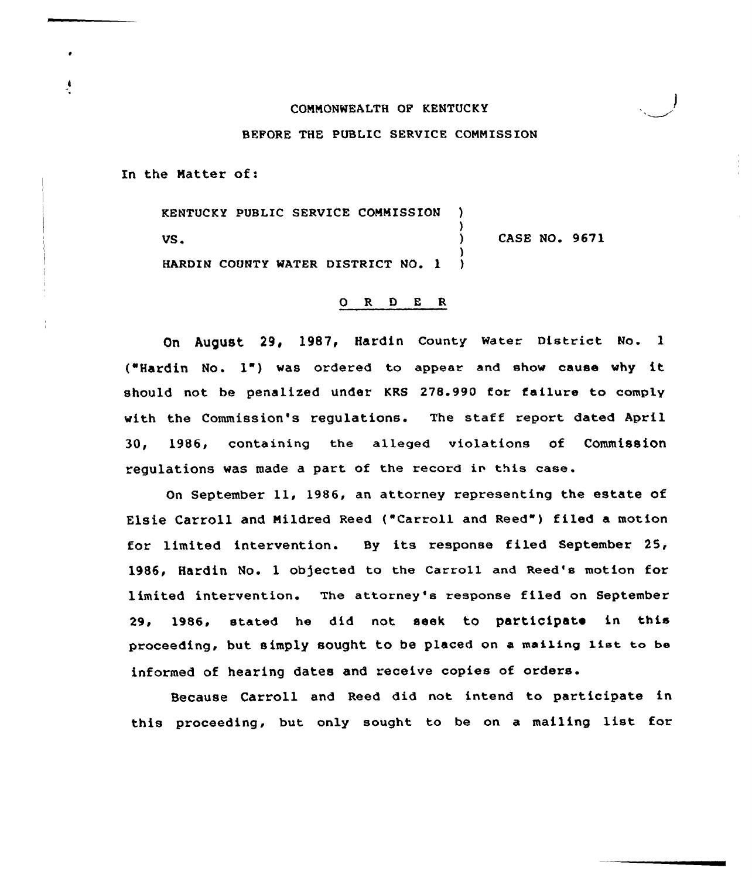COMMONWEALTH OF KENTUCKY

BEFORE THE PUBLIC SERVICE COMMISSION

In the Matter of:

KENTUCKY PUBLIC SERVICE COMMISSION )
VS. ) CASE NO. 9671
HARDIN COUNTY WATER DISTRICT NO. 1 )

## O R D E R

On August 29, 1987, Hardin County Water District No. 1 ("Hardin No. 1") was ordered to appear and show cause why it should not be penalized under KRS 278.990 for failure to comply with the Commission's regulations. The staff report dated April 30, 1986, containing the alleged violations of Commission regulations was made a part of the record in this case.

On September 11, 1986, an attorney representing the estate of Elsie Carroll and Mildred Reed ("Carroll and Reed") filed a motion for limited intervention. By its response filed September 25, 1986, Hardin No. 1 objected to the Carroll and Reed's motion for limited intervention. The attorney's response filed on September 29, 1986, stated he did not seek to participate in this proceeding, but simply sought to be placed on a mailing list to be informed of hearing dates and receive copies of orders.

Because Carroll and Reed did not intend to participate in this proceeding, but only sought to be on a mailing list for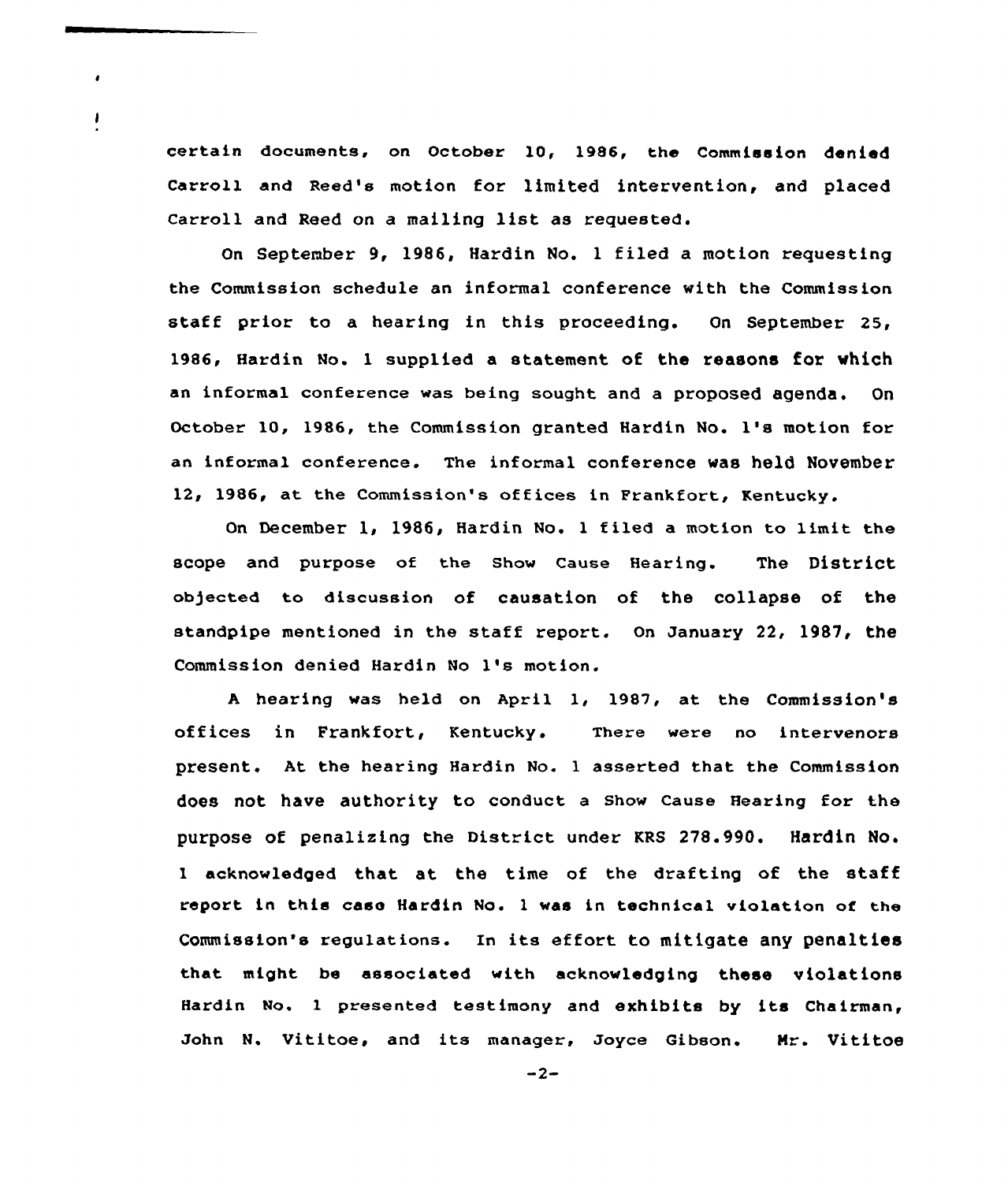certain documents, on October 10, 1986, the Commission denied Carroll and Reed's motion for limited intervention, and placed Carroll and Reed on a mailing list as requested.

On September 9, 1986, Hardin No. 1 filed a motion requesting the Commission schedule an informal conference with the Commission staff prior to a hearing in this proceeding. On September 25, 1986, Hardin No. 1 supplied a statement of the reasons for which an informal conference was being sought and a proposed agenda. On October 10, 1986, the Commission granted Hardin No. 1's motion for an informal conference. The informal conference was held November 12, 1986, at the Commission's offices in Frankfort, Kentucky.

On December 1, 1986, Hardin No. 1 filed a motion to limit the scope and purpose of the Show Cause Hearing. The District objected to discussion of causation of the collapse of the standpipe mentioned in the staff report. On January 22, 1987, the Commission denied Hardin No 1's motion.

A hearing was held on April 1, 1987, at the Commission's offices in Frankfort, Kentucky. There were no intervenors present. At the hearing Hardin No. 1 asserted that the Commission does not have authority to conduct a Show Cause Hearing for the purpose of penalizing the District under KRS 278.990. Hardin No. 1 acknowledged that at the time of the drafting of the staff report in this case Hardin No. 1 was in technical violation of the Commission's regulations. In its effort to mitigate any penalties that might be associated with acknowledging these violations Hardin No. 1 presented testimony and exhibits by its Chairman, John N. Vititoe, and its manager, Joyce Gibson. Mr. Vititoe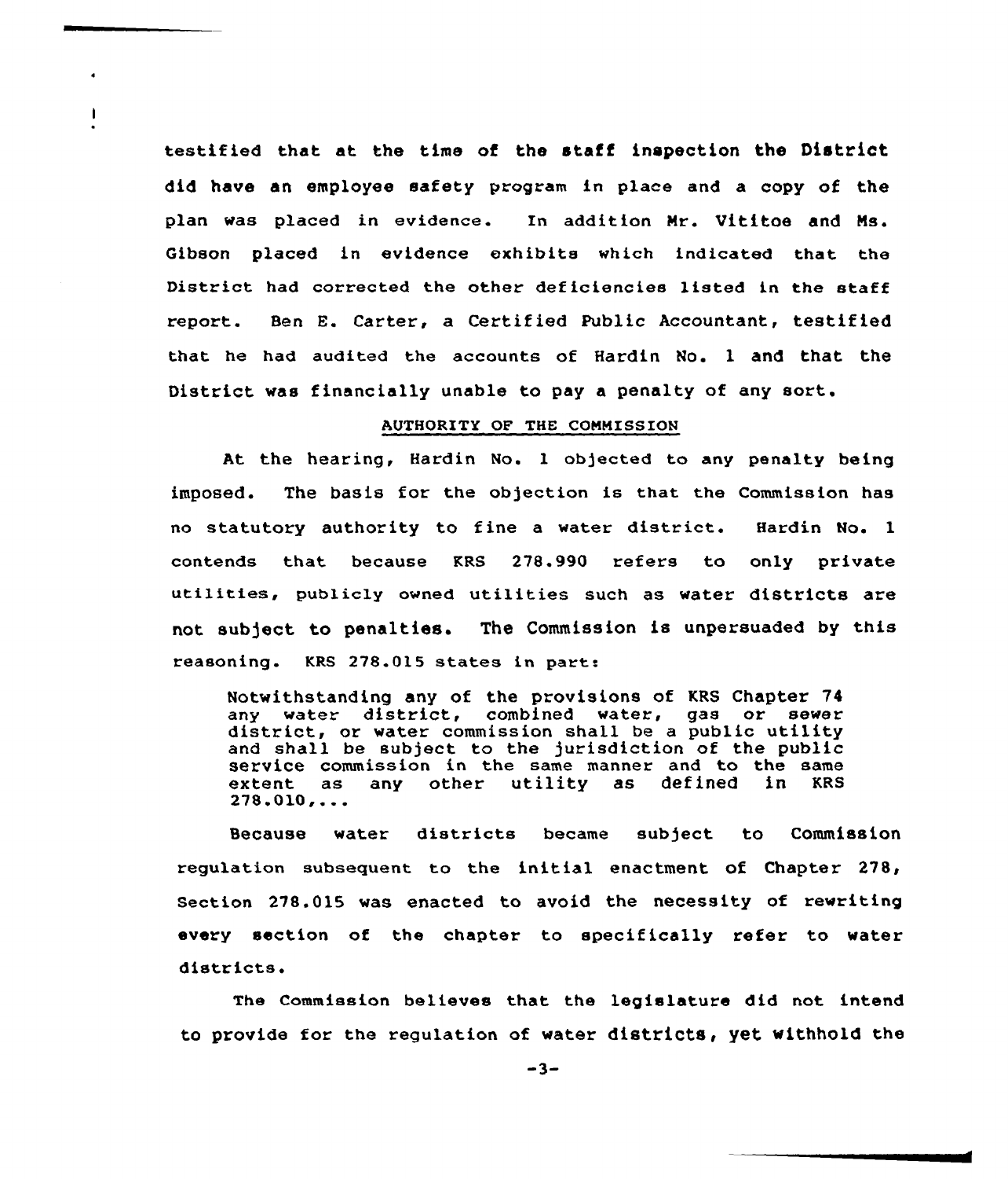testified that at the time of the staff inspection the District did have an employee safety program in place and a copy of the plan was placed in evidence. In addition Mr. Vititoe and Ms. Gibson placed in evidence exhibits which indicated that the District had corrected the other deficiencies listed in the staff report. Ben E. Carter, a Certified Public Accountant, testified that he had audited the accounts of Hardin No. 1 and that the District was financially unable to pay a penalty of any sort.

## AUTHORITY OF THE COMMISSION

At the hearing, Hardin No. 1 objected to any penalty being imposed. The basis for the objection is that the Commission has no statutory authority to fine a water district. Hardin No. 1 contends that because KRS 278.990 refers to only private utilities, publicly owned utilities such as water districts are not subject to penalties. The Commission is unpersuaded by this reasoning. KRS 278.015 states in part:

> Notwithstanding any of the provisions of KRS Chapter 74 any water district, combined water, gas or sewer district, or water commission shall be a public utility and shall be subject to the jurisdiction of the public service commission in the same manner and to the same extent as any other utility as defined in KRS 278.010,...

Because water districts became subject to Commission regulation subsequent to the initial enactment of Chapter 278, Section 278.015 was enacted to avoid the necessity of rewriting every section of the chapter to specifically refer to water districts.

The Commission believes that the legislature did not intend to provide for the regulation of water districts, yet withhold the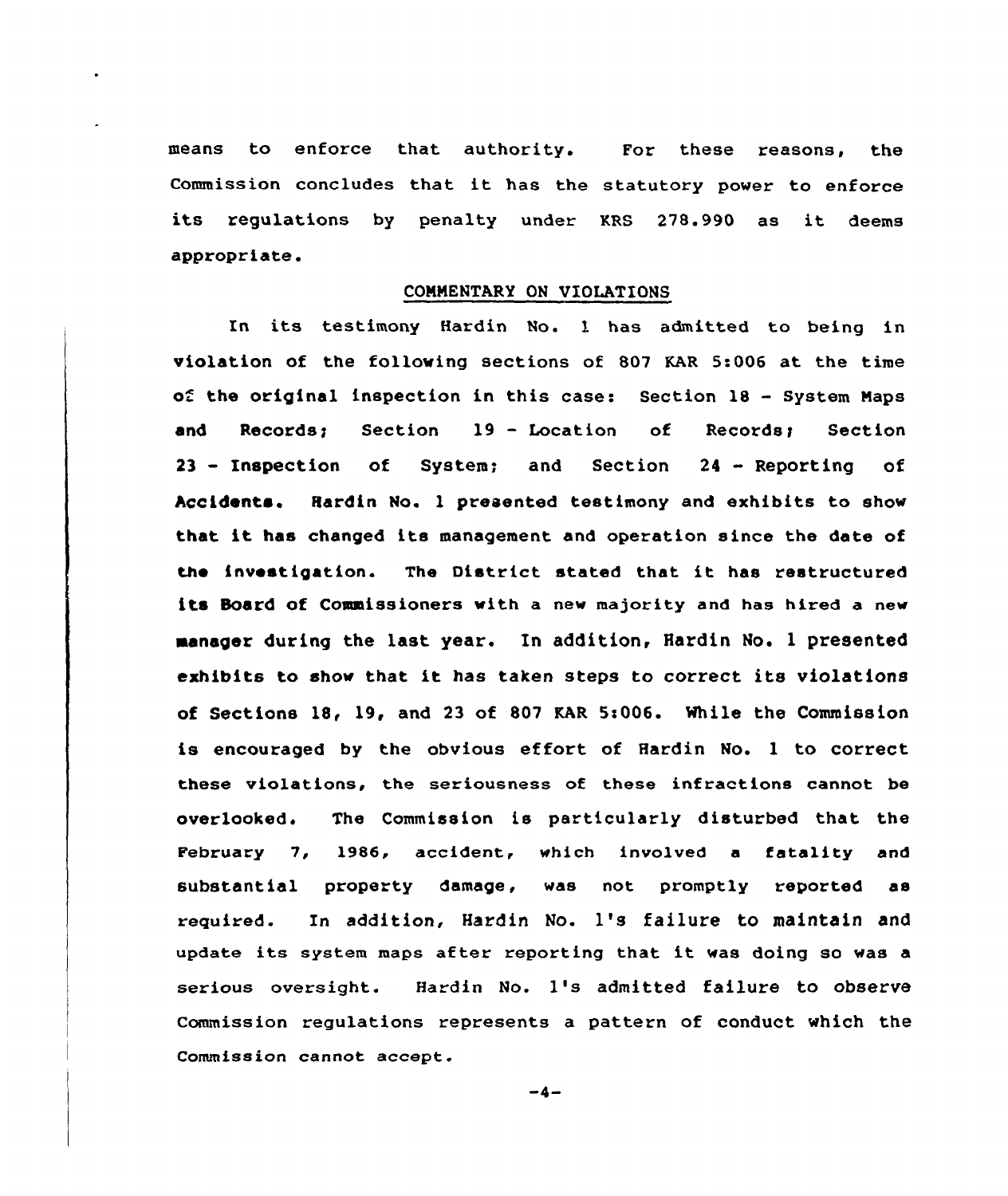means to enforce that authority. For these reasons, the Commission concludes that it has the statutory power to enforce its regulations by penalty under KRS 278.990 as it deems appropriate.

## COMMENTARY ON VIOLATIONS

In its testimony Hardin No. 1 has admitted to being in violation of the following sections of 807 KAR 5:006 at the time of the original inspection in this case: Section 18 - System Maps and Records; Section 19 - Location of Records; Section 23 - Inspection of System; and Section 24 - Reporting of Accidents. Hardin No. 1 presented testimony and exhibits to show that it has changed its management and operation since the date of the investigation. The District stated that it has restructured its Board of Commissioners with a new majority and has hired a new manager during the last year. In addition, Hardin No. 1 presented exhibits to show that it has taken steps to correct its violations of Sections 18, 19, and 23 of 807 KAR 5:006. While the Commission is encouraged by the obvious effort of Hardin No. 1 to correct these violations, the seriousness of these infractions cannot be overlooked. The Commission is particularly disturbed that the February 7, 1986, accident, which involved a fatality and substantial property damage, was not promptly reported as required. In addition, Hardin No. 1's failure to maintain and update its system maps after reporting that it was doing so was a serious oversight. Hardin No. 1's admitted failure to observe Commission regulations represents a pattern of conduct which the Commission cannot accept.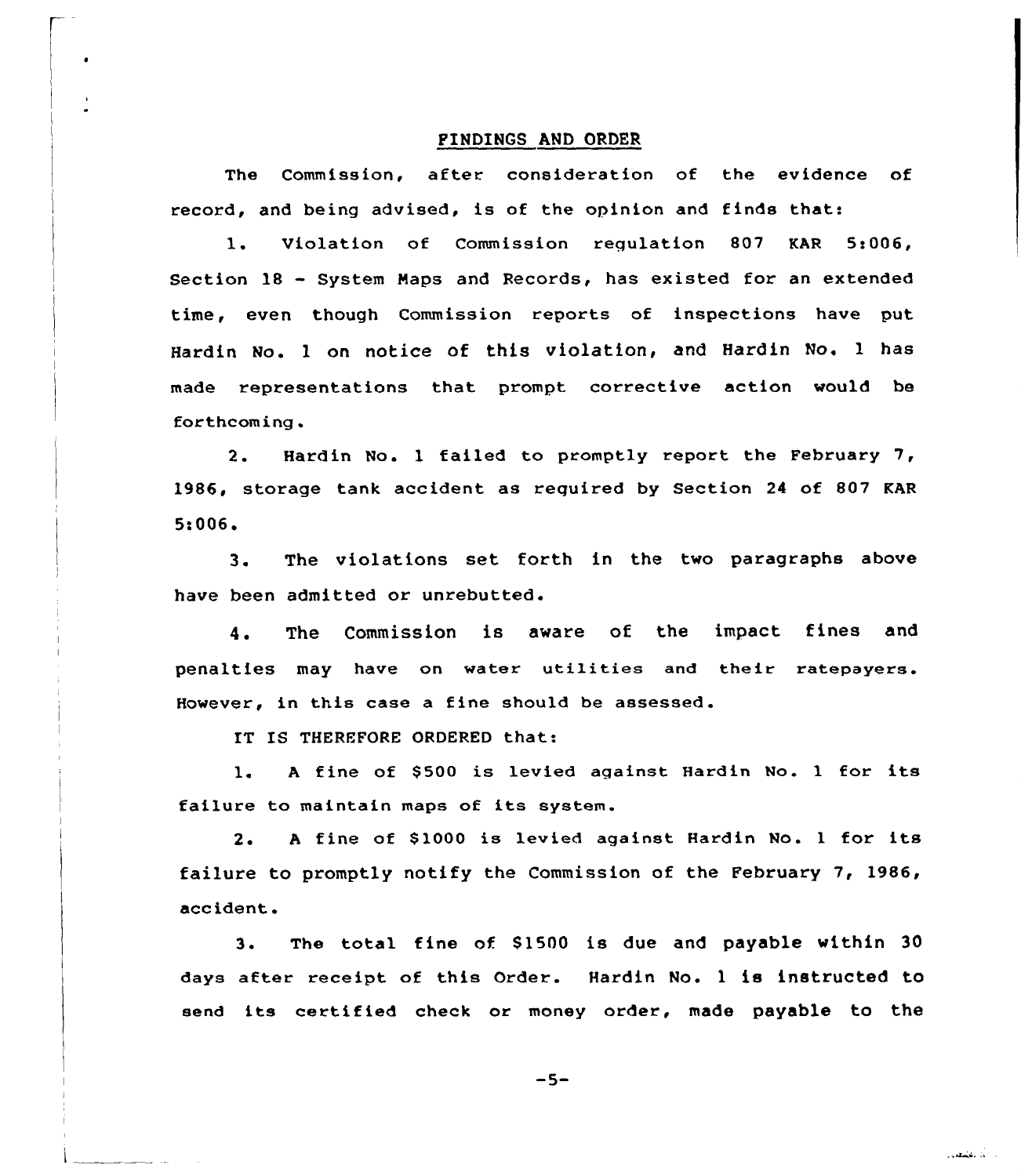## FINDINGS AND ORDER

The Commission, after consideration of the evidence of record, and being advised, is of the opinion and finds that:

1. Violation of Commission regulation 807 KAR 5:006, Section 18 - System Maps and Records, has existed for an extended time, even though Commission reports of inspections have put Hardin No. 1 on notice of this violation, and Hardin No. 1 has made representations that prompt corrective action would be forthcoming.

2. Hardin No. 1 failed to promptly report the February 7, 1986, storage tank accident as required by Section 24 of 807 KAR 5:006.

3. The violations set forth in the two paragraphs above have been admitted or unrebutted.

4. The Commission is aware of the impact fines and penalties may have on water utilities and their ratepayers. However, in this case a fine should be assessed.

IT IS THEREFORE ORDERED that:

1. A fine of $500 is levied against Hardin No. 1 for its failure to maintain maps of its system.

2. A fine of $1000 is levied against Hardin No. 1 for its failure to promptly notify the Commission of the February 7, 1986, accident.

3. The total fine of $1500 is due and payable within 30 days after receipt of this Order. Hardin No. 1 is instructed to send its certified check or money order, made payable to the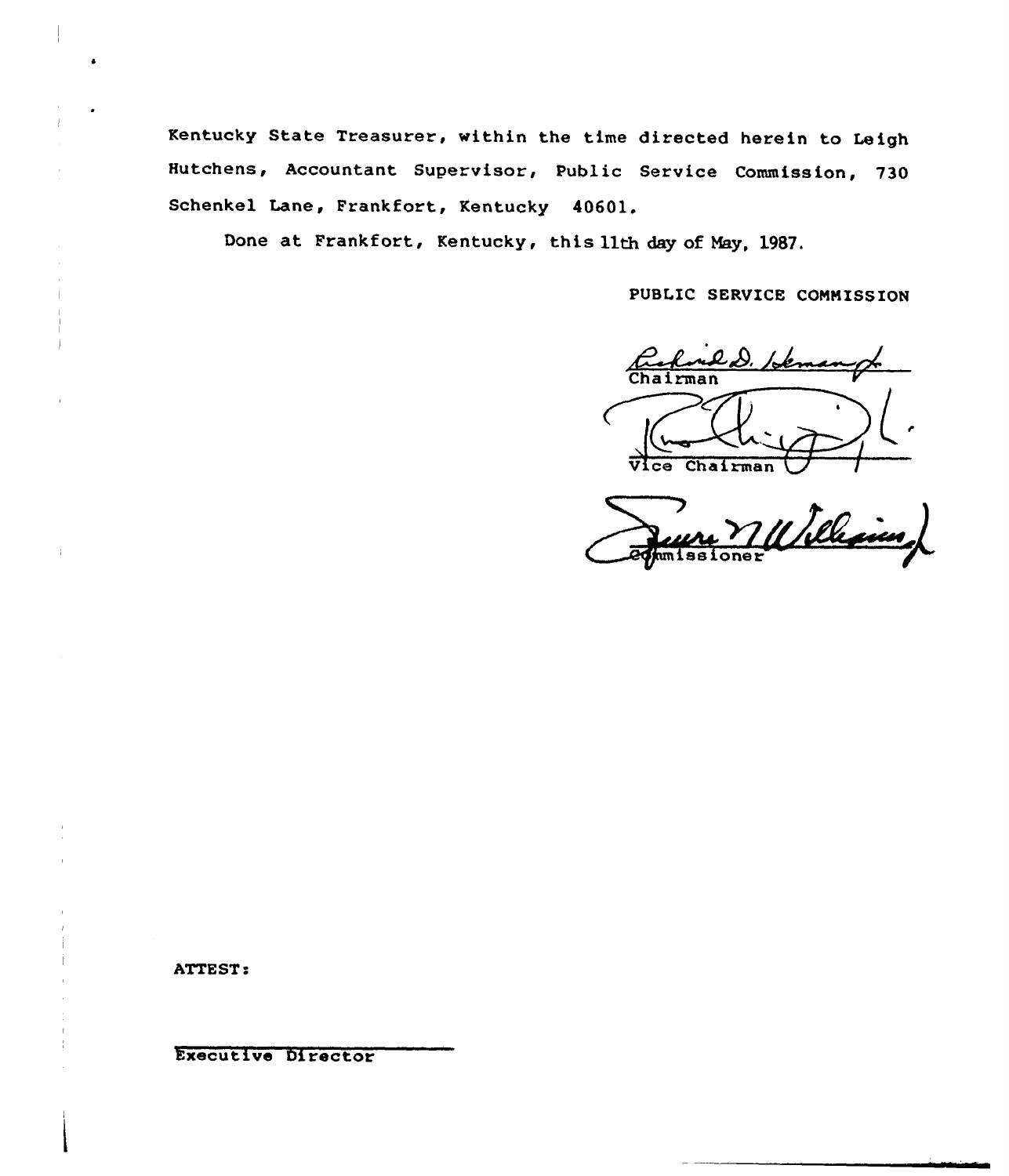Kentucky State Treasurer, within the time directed herein to Leigh Hutchens, Accountant Supervisor, Public Service Commission, 730 Schenkel Lane, Frankfort, Kentucky 40601.

Done at Frankfort, Kentucky, this 11th day of May, 1987.

PUBLIC SERVICE COMMISSION

Chairman

Vice Chairman

Commissioner

ATTEST:

Executive Director